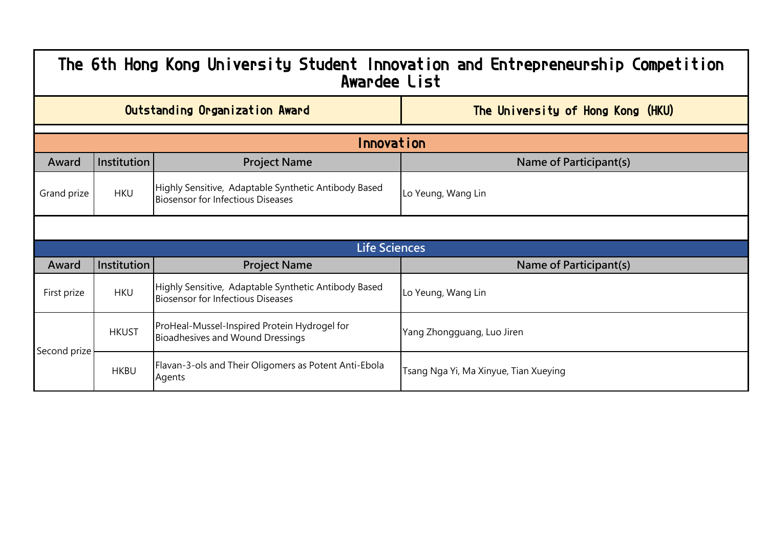# The 6th Hong Kong University Student Innovation and Entrepreneurship Competition Awardee List

| Outstanding Organization Award | The University of Hong Kong (HKU) |
|---|---|

## Innovation

| Award | Institution | Project Name | Name of Participant(s) |
|---|---|---|---|
| Grand prize | HKU | Highly Sensitive, Adaptable Synthetic Antibody Based Biosensor for Infectious Diseases | Lo Yeung, Wang Lin |

## Life Sciences

| Award | Institution | Project Name | Name of Participant(s) |
|---|---|---|---|
| First prize | HKU | Highly Sensitive, Adaptable Synthetic Antibody Based Biosensor for Infectious Diseases | Lo Yeung, Wang Lin |
| Second prize | HKUST | ProHeal-Mussel-Inspired Protein Hydrogel for Bioadhesives and Wound Dressings | Yang Zhongguang, Luo Jiren |
| | HKBU | Flavan-3-ols and Their Oligomers as Potent Anti-Ebola Agents | Tsang Nga Yi, Ma Xinyue, Tian Xueying |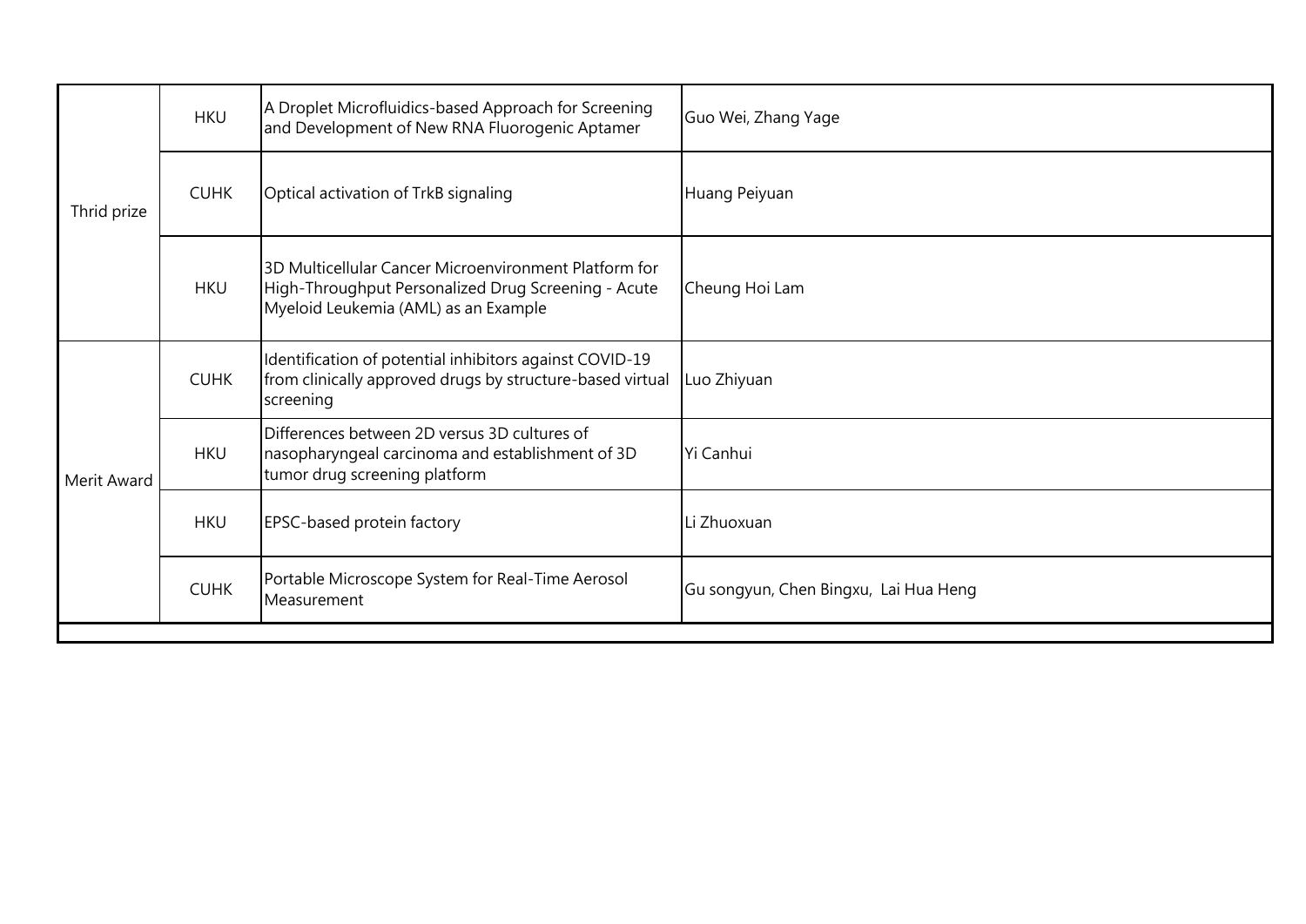| | | | |
|---|---|---|---|
| Thrid prize | HKU | A Droplet Microfluidics-based Approach for Screening and Development of New RNA Fluorogenic Aptamer | Guo Wei, Zhang Yage |
| | CUHK | Optical activation of TrkB signaling | Huang Peiyuan |
| | HKU | 3D Multicellular Cancer Microenvironment Platform for High-Throughput Personalized Drug Screening - Acute Myeloid Leukemia (AML) as an Example | Cheung Hoi Lam |
| Merit Award | CUHK | Identification of potential inhibitors against COVID-19 from clinically approved drugs by structure-based virtual screening | Luo Zhiyuan |
| | HKU | Differences between 2D versus 3D cultures of nasopharyngeal carcinoma and establishment of 3D tumor drug screening platform | Yi Canhui |
| | HKU | EPSC-based protein factory | Li Zhuoxuan |
| | CUHK | Portable Microscope System for Real-Time Aerosol Measurement | Gu songyun, Chen Bingxu, Lai Hua Heng |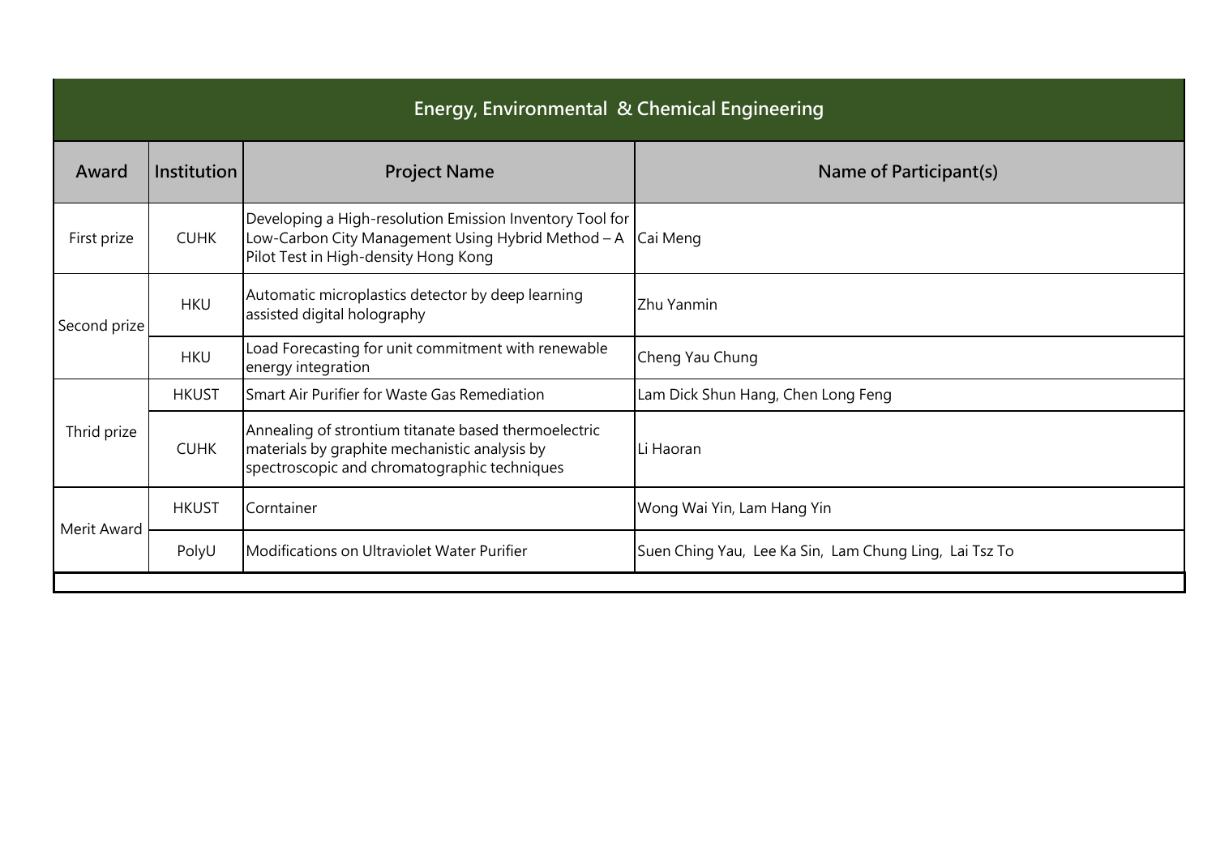| Energy, Environmental & Chemical Engineering | | | |
|---|---|---|---|
| **Award** | **Institution** | **Project Name** | **Name of Participant(s)** |
| First prize | CUHK | Developing a High-resolution Emission Inventory Tool for Low-Carbon City Management Using Hybrid Method – A Pilot Test in High-density Hong Kong | Cai Meng |
| Second prize | HKU | Automatic microplastics detector by deep learning assisted digital holography | Zhu Yanmin |
| | HKU | Load Forecasting for unit commitment with renewable energy integration | Cheng Yau Chung |
| Thrid prize | HKUST | Smart Air Purifier for Waste Gas Remediation | Lam Dick Shun Hang, Chen Long Feng |
| | CUHK | Annealing of strontium titanate based thermoelectric materials by graphite mechanistic analysis by spectroscopic and chromatographic techniques | Li Haoran |
| Merit Award | HKUST | Corntainer | Wong Wai Yin, Lam Hang Yin |
| | PolyU | Modifications on Ultraviolet Water Purifier | Suen Ching Yau, Lee Ka Sin, Lam Chung Ling, Lai Tsz To |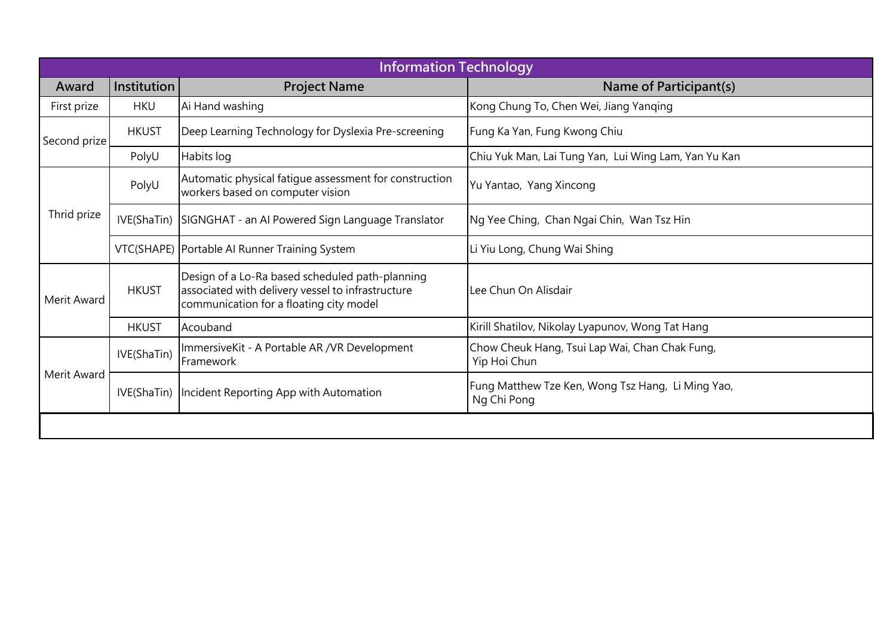| Information Technology | | | |
|---|---|---|---|
| **Award** | **Institution** | **Project Name** | **Name of Participant(s)** |
| First prize | HKU | Ai Hand washing | Kong Chung To, Chen Wei, Jiang Yanqing |
| Second prize | HKUST | Deep Learning Technology for Dyslexia Pre-screening | Fung Ka Yan, Fung Kwong Chiu |
| | PolyU | Habits log | Chiu Yuk Man, Lai Tung Yan, Lui Wing Lam, Yan Yu Kan |
| Thrid prize | PolyU | Automatic physical fatigue assessment for construction workers based on computer vision | Yu Yantao, Yang Xincong |
| | IVE(ShaTin) | SIGNGHAT - an AI Powered Sign Language Translator | Ng Yee Ching, Chan Ngai Chin, Wan Tsz Hin |
| | VTC(SHAPE) | Portable AI Runner Training System | Li Yiu Long, Chung Wai Shing |
| Merit Award | HKUST | Design of a Lo-Ra based scheduled path-planning associated with delivery vessel to infrastructure communication for a floating city model | Lee Chun On Alisdair |
| | HKUST | Acouband | Kirill Shatilov, Nikolay Lyapunov, Wong Tat Hang |
| Merit Award | IVE(ShaTin) | ImmersiveKit - A Portable AR /VR Development Framework | Chow Cheuk Hang, Tsui Lap Wai, Chan Chak Fung, Yip Hoi Chun |
| | IVE(ShaTin) | Incident Reporting App with Automation | Fung Matthew Tze Ken, Wong Tsz Hang, Li Ming Yao, Ng Chi Pong |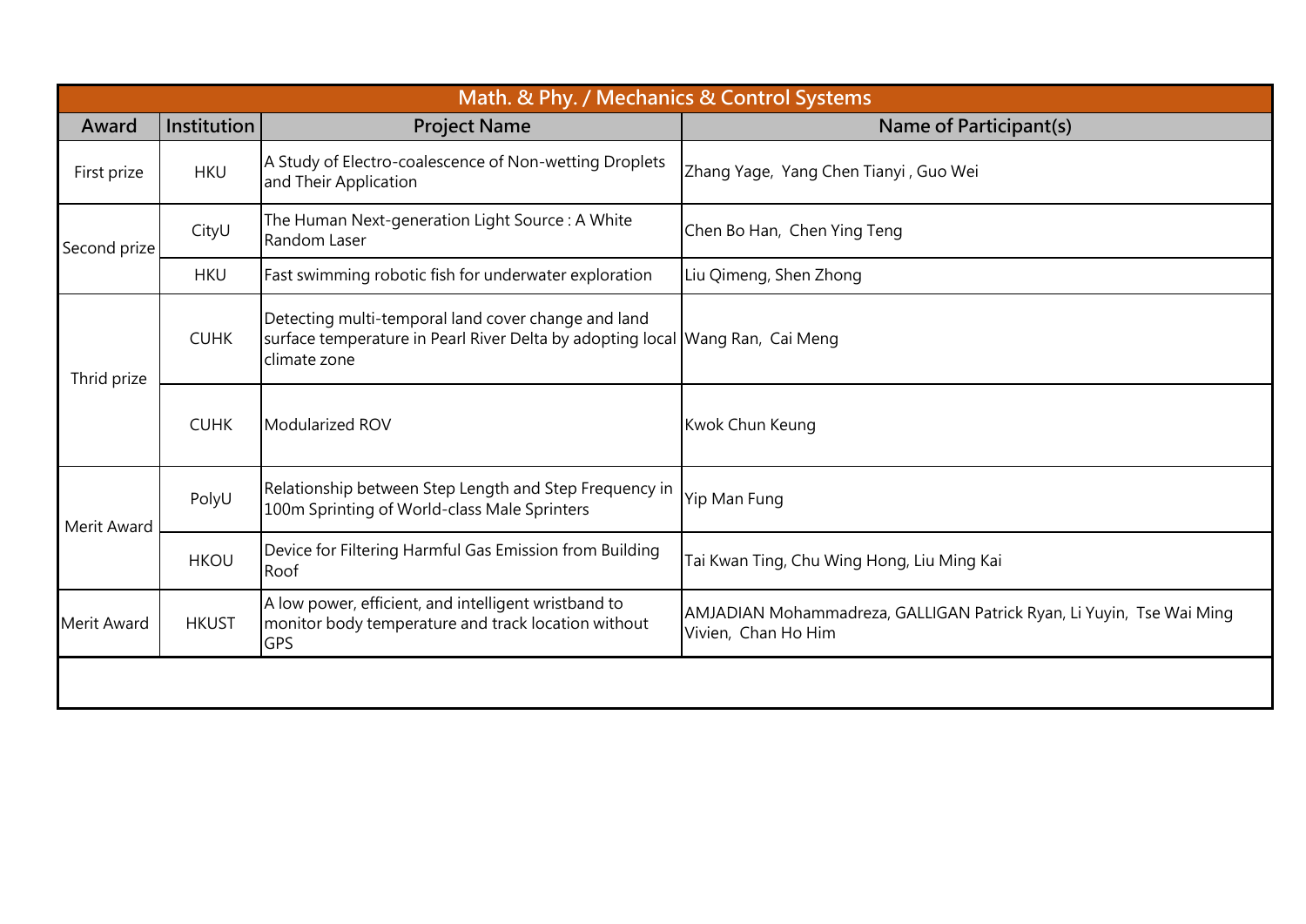| Math. & Phy. / Mechanics & Control Systems | | | |
|---|---|---|---|
| Award | Institution | Project Name | Name of Participant(s) |
| First prize | HKU | A Study of Electro-coalescence of Non-wetting Droplets and Their Application | Zhang Yage, Yang Chen Tianyi , Guo Wei |
| Second prize | CityU | The Human Next-generation Light Source : A White Random Laser | Chen Bo Han, Chen Ying Teng |
| | HKU | Fast swimming robotic fish for underwater exploration | Liu Qimeng, Shen Zhong |
| Thrid prize | CUHK | Detecting multi-temporal land cover change and land surface temperature in Pearl River Delta by adopting local climate zone | Wang Ran, Cai Meng |
| | CUHK | Modularized ROV | Kwok Chun Keung |
| Merit Award | PolyU | Relationship between Step Length and Step Frequency in 100m Sprinting of World-class Male Sprinters | Yip Man Fung |
| | HKOU | Device for Filtering Harmful Gas Emission from Building Roof | Tai Kwan Ting, Chu Wing Hong, Liu Ming Kai |
| Merit Award | HKUST | A low power, efficient, and intelligent wristband to monitor body temperature and track location without GPS | AMJADIAN Mohammadreza, GALLIGAN Patrick Ryan, Li Yuyin, Tse Wai Ming Vivien, Chan Ho Him |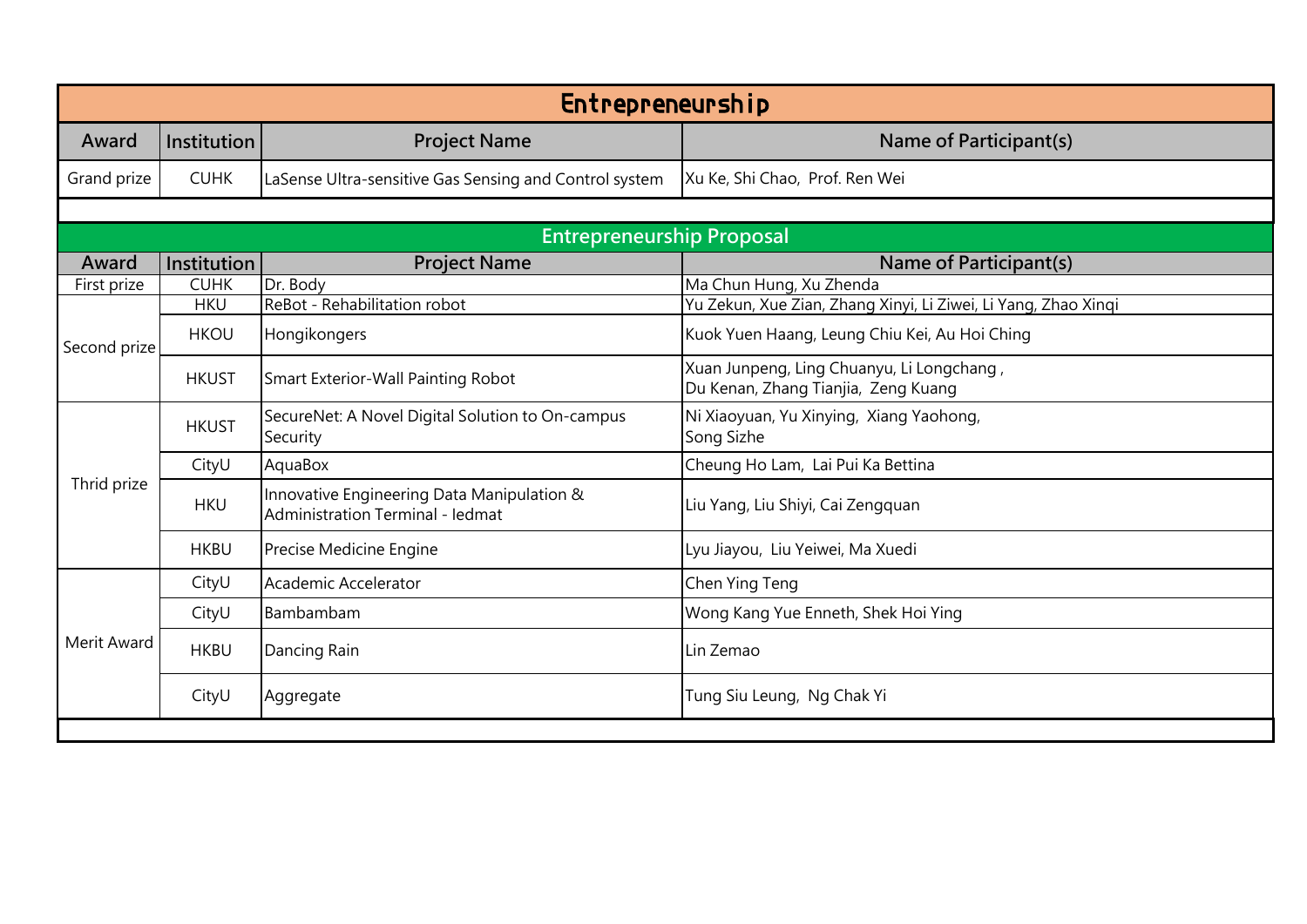## Entrepreneurship

| Award | Institution | Project Name | Name of Participant(s) |
|---|---|---|---|
| Grand prize | CUHK | LaSense Ultra-sensitive Gas Sensing and Control system | Xu Ke, Shi Chao, Prof. Ren Wei |

## Entrepreneurship Proposal

| Award | Institution | Project Name | Name of Participant(s) |
|---|---|---|---|
| First prize | CUHK | Dr. Body | Ma Chun Hung, Xu Zhenda |
| Second prize | HKU | ReBot - Rehabilitation robot | Yu Zekun, Xue Zian, Zhang Xinyi, Li Ziwei, Li Yang, Zhao Xinqi |
| | HKOU | Hongikongers | Kuok Yuen Haang, Leung Chiu Kei, Au Hoi Ching |
| | HKUST | Smart Exterior-Wall Painting Robot | Xuan Junpeng, Ling Chuanyu, Li Longchang, Du Kenan, Zhang Tianjia, Zeng Kuang |
| Thrid prize | HKUST | SecureNet: A Novel Digital Solution to On-campus Security | Ni Xiaoyuan, Yu Xinying, Xiang Yaohong, Song Sizhe |
| | CityU | AquaBox | Cheung Ho Lam, Lai Pui Ka Bettina |
| | HKU | Innovative Engineering Data Manipulation & Administration Terminal - Iedmat | Liu Yang, Liu Shiyi, Cai Zengquan |
| | HKBU | Precise Medicine Engine | Lyu Jiayou, Liu Yeiwei, Ma Xuedi |
| Merit Award | CityU | Academic Accelerator | Chen Ying Teng |
| | CityU | Bambambam | Wong Kang Yue Enneth, Shek Hoi Ying |
| | HKBU | Dancing Rain | Lin Zemao |
| | CityU | Aggregate | Tung Siu Leung, Ng Chak Yi |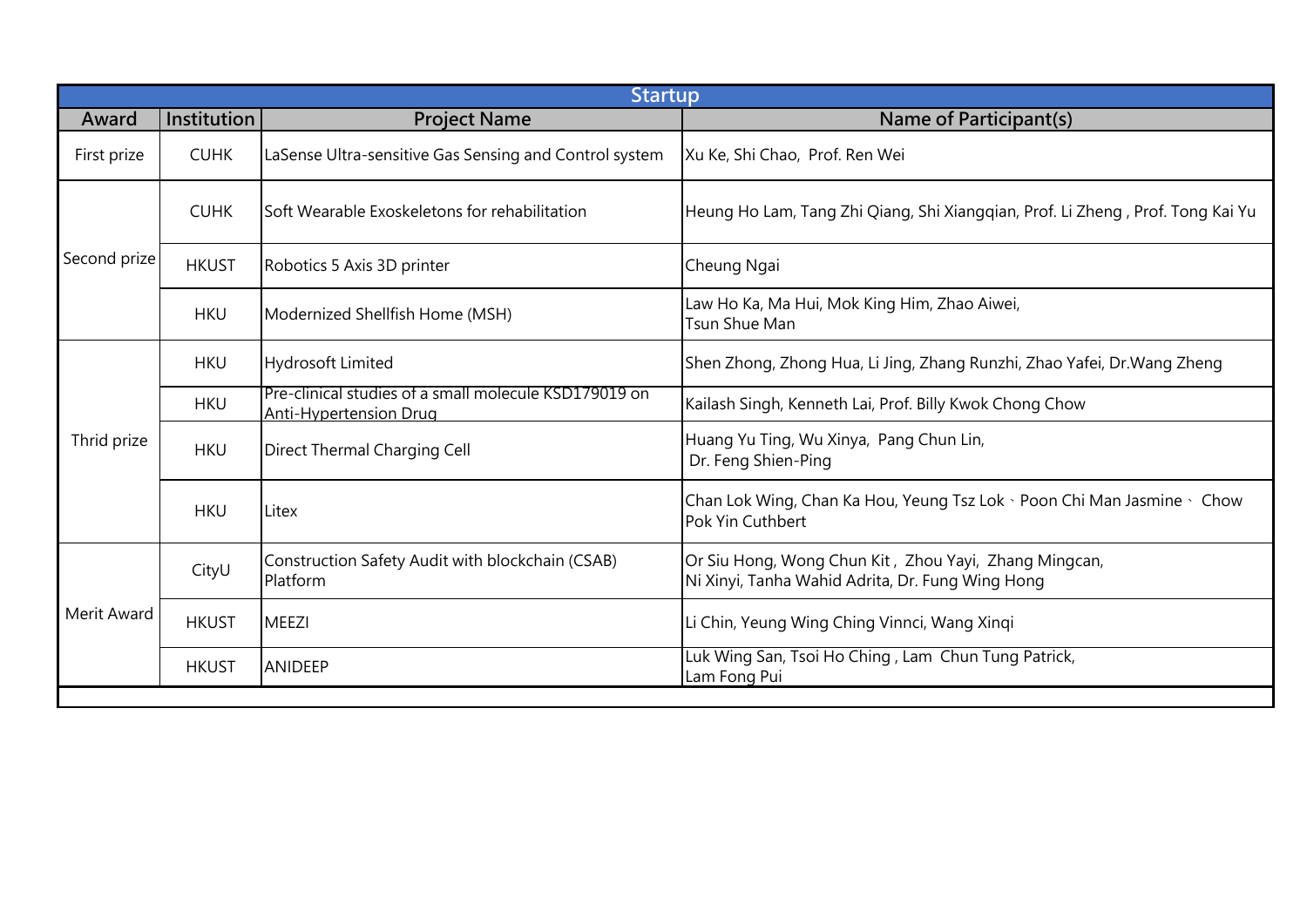| Startup | | | |
|---|---|---|---|
| **Award** | **Institution** | **Project Name** | **Name of Participant(s)** |
| First prize | CUHK | LaSense Ultra-sensitive Gas Sensing and Control system | Xu Ke, Shi Chao, Prof. Ren Wei |
| Second prize | CUHK | Soft Wearable Exoskeletons for rehabilitation | Heung Ho Lam, Tang Zhi Qiang, Shi Xiangqian, Prof. Li Zheng , Prof. Tong Kai Yu |
| | HKUST | Robotics 5 Axis 3D printer | Cheung Ngai |
| | HKU | Modernized Shellfish Home (MSH) | Law Ho Ka, Ma Hui, Mok King Him, Zhao Aiwei, Tsun Shue Man |
| Thrid prize | HKU | Hydrosoft Limited | Shen Zhong, Zhong Hua, Li Jing, Zhang Runzhi, Zhao Yafei, Dr.Wang Zheng |
| | HKU | Pre-clinical studies of a small molecule KSD179019 on Anti-Hypertension Drug | Kailash Singh, Kenneth Lai, Prof. Billy Kwok Chong Chow |
| | HKU | Direct Thermal Charging Cell | Huang Yu Ting, Wu Xinya, Pang Chun Lin, Dr. Feng Shien-Ping |
| | HKU | Litex | Chan Lok Wing, Chan Ka Hou, Yeung Tsz Lok、Poon Chi Man Jasmine、 Chow Pok Yin Cuthbert |
| Merit Award | CityU | Construction Safety Audit with blockchain (CSAB) Platform | Or Siu Hong, Wong Chun Kit , Zhou Yayi, Zhang Mingcan, Ni Xinyi, Tanha Wahid Adrita, Dr. Fung Wing Hong |
| | HKUST | MEEZI | Li Chin, Yeung Wing Ching Vinnci, Wang Xinqi |
| | HKUST | ANIDEEP | Luk Wing San, Tsoi Ho Ching , Lam Chun Tung Patrick, Lam Fong Pui |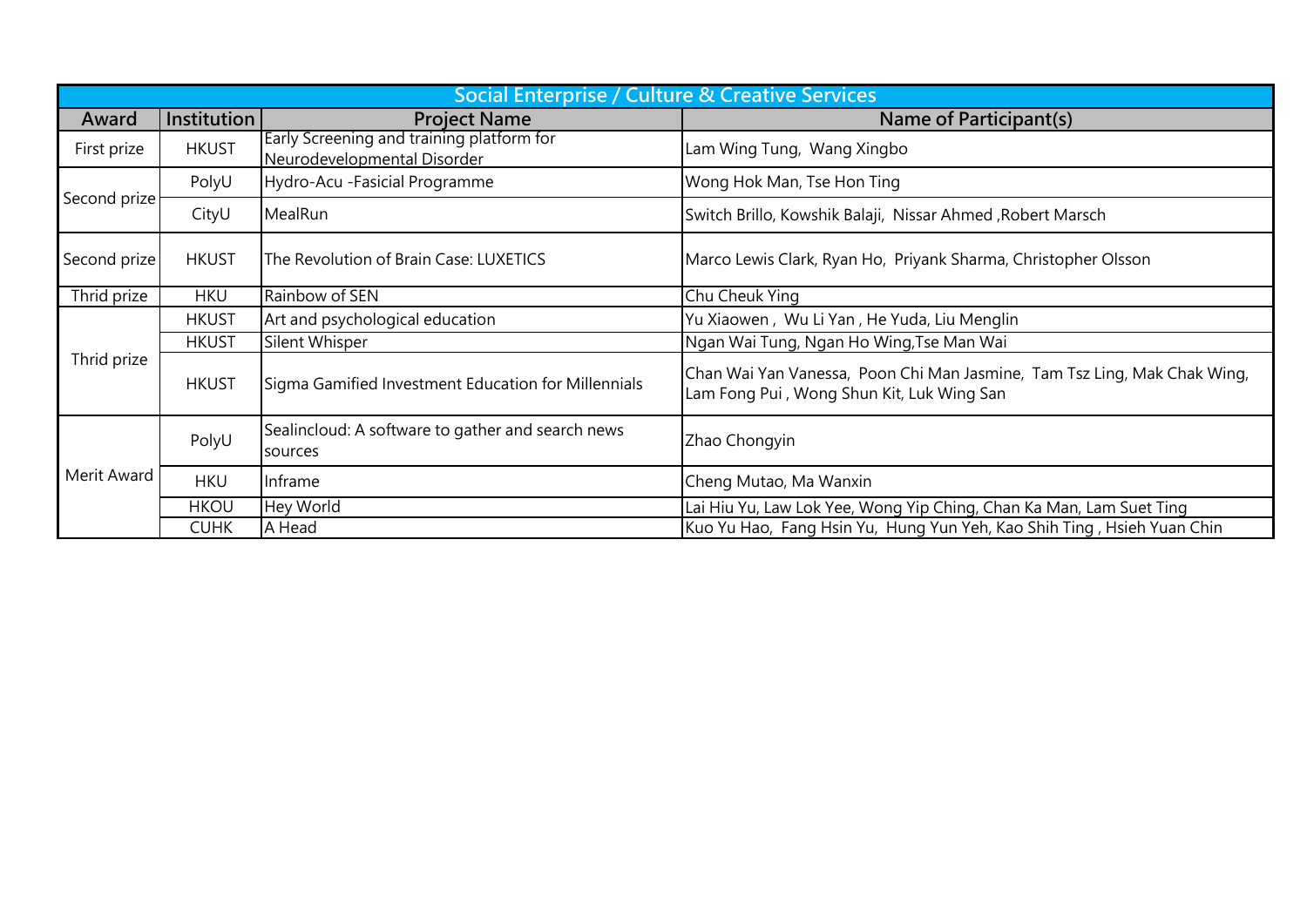| Social Enterprise / Culture & Creative Services | | | |
|---|---|---|---|
| **Award** | **Institution** | **Project Name** | **Name of Participant(s)** |
| First prize | HKUST | Early Screening and training platform for Neurodevelopmental Disorder | Lam Wing Tung, Wang Xingbo |
| Second prize | PolyU | Hydro-Acu -Fasicial Programme | Wong Hok Man, Tse Hon Ting |
| | CityU | MealRun | Switch Brillo, Kowshik Balaji, Nissar Ahmed ,Robert Marsch |
| Second prize | HKUST | The Revolution of Brain Case: LUXETICS | Marco Lewis Clark, Ryan Ho, Priyank Sharma, Christopher Olsson |
| Thrid prize | HKU | Rainbow of SEN | Chu Cheuk Ying |
| Thrid prize | HKUST | Art and psychological education | Yu Xiaowen , Wu Li Yan , He Yuda, Liu Menglin |
| | HKUST | Silent Whisper | Ngan Wai Tung, Ngan Ho Wing,Tse Man Wai |
| | HKUST | Sigma Gamified Investment Education for Millennials | Chan Wai Yan Vanessa, Poon Chi Man Jasmine, Tam Tsz Ling, Mak Chak Wing, Lam Fong Pui , Wong Shun Kit, Luk Wing San |
| Merit Award | PolyU | Sealincloud: A software to gather and search news sources | Zhao Chongyin |
| | HKU | Inframe | Cheng Mutao, Ma Wanxin |
| | HKOU | Hey World | Lai Hiu Yu, Law Lok Yee, Wong Yip Ching, Chan Ka Man, Lam Suet Ting |
| | CUHK | A Head | Kuo Yu Hao, Fang Hsin Yu, Hung Yun Yeh, Kao Shih Ting , Hsieh Yuan Chin |